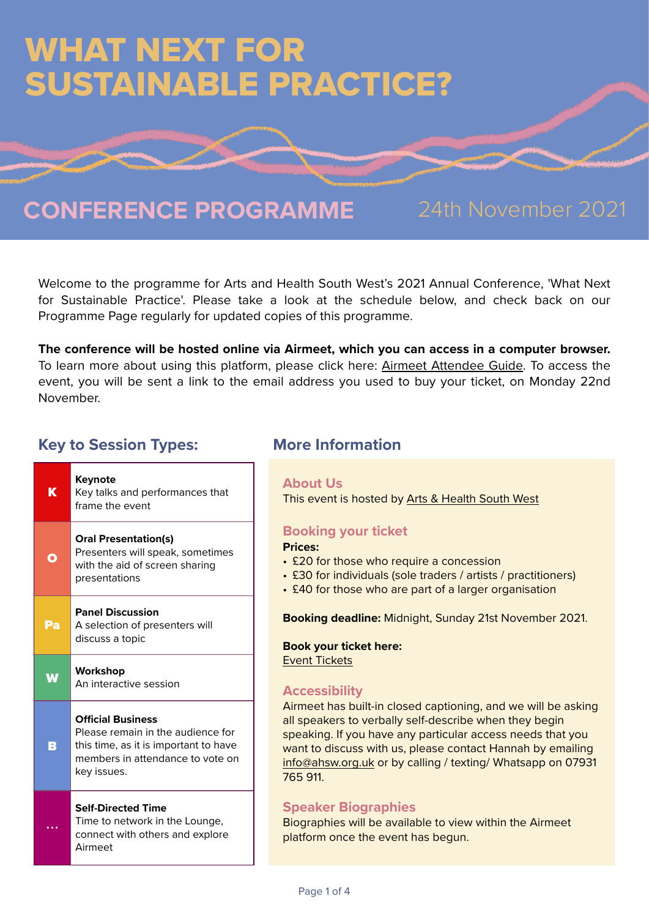# WHAT NEXT FOR SUSTAINABLE PRACTICE?

## CONFERENCE PROGRAMME

24th November 2021

Welcome to the programme for Arts and Health South West's 2021 Annual Conference, 'What Next for Sustainable Practice'. Please take a look at the schedule below, and check back on our Programme Page regularly for updated copies of this programme.

**The conference will be hosted online via Airmeet, which you can access in a computer browser.** To learn more about using this platform, please click here: Airmeet Attendee Guide. To access the event, you will be sent a link to the email address you used to buy your ticket, on Monday 22nd November.

### Key to Session Types:

| | |
|---|---|
| K | **Keynote**<br>Key talks and performances that frame the event |
| O | **Oral Presentation(s)**<br>Presenters will speak, sometimes with the aid of screen sharing presentations |
| Pa | **Panel Discussion**<br>A selection of presenters will discuss a topic |
| W | **Workshop**<br>An interactive session |
| B | **Official Business**<br>Please remain in the audience for this time, as it is important to have members in attendance to vote on key issues. |
| ... | **Self-Directed Time**<br>Time to network in the Lounge, connect with others and explore Airmeet |

### More Information

#### About Us

This event is hosted by Arts & Health South West

#### Booking your ticket

**Prices:**

- £20 for those who require a concession
- £30 for individuals (sole traders / artists / practitioners)
- £40 for those who are part of a larger organisation

**Booking deadline:** Midnight, Sunday 21st November 2021.

**Book your ticket here:**
Event Tickets

#### Accessibility

Airmeet has built-in closed captioning, and we will be asking all speakers to verbally self-describe when they begin speaking. If you have any particular access needs that you want to discuss with us, please contact Hannah by emailing info@ahsw.org.uk or by calling / texting/ Whatsapp on 07931 765 911.

#### Speaker Biographies

Biographies will be available to view within the Airmeet platform once the event has begun.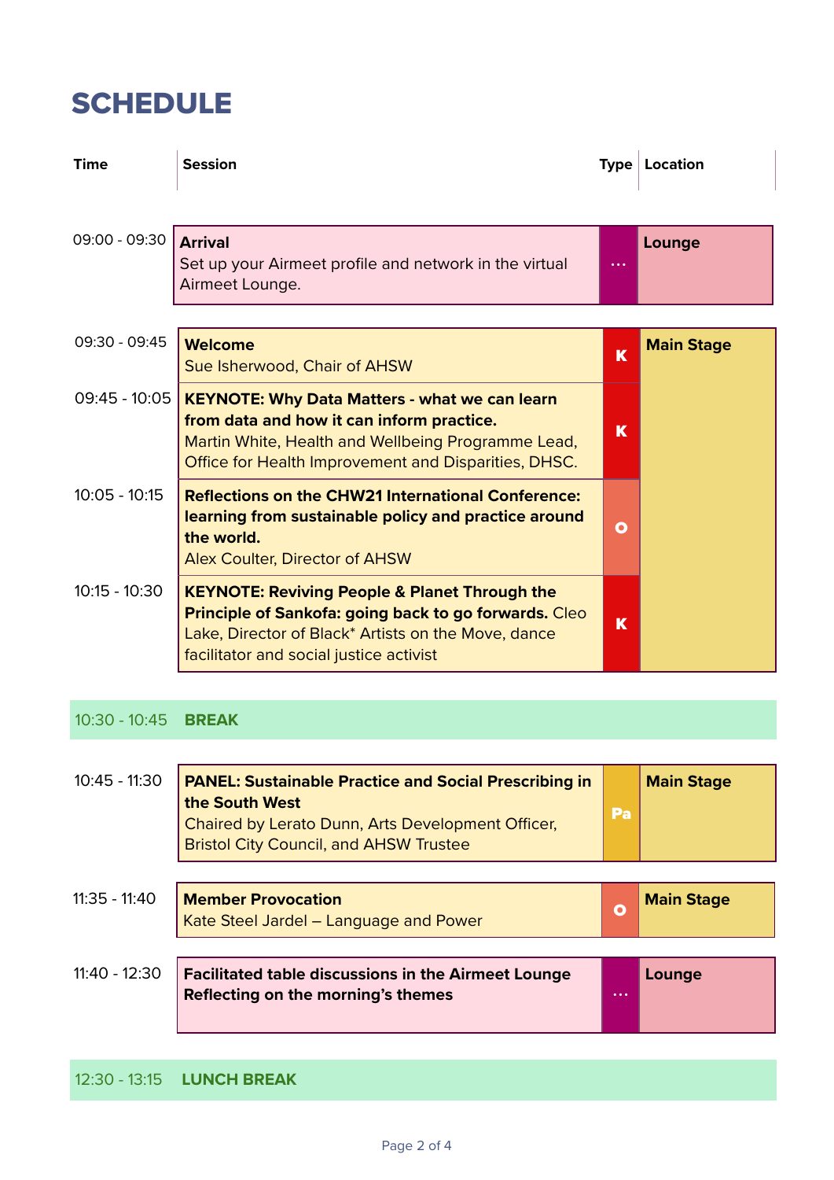# SCHEDULE

| Time | Session | Type | Location |
|---|---|---|---|
| 09:00 - 09:30 | **Arrival**<br>Set up your Airmeet profile and network in the virtual Airmeet Lounge. | ... | **Lounge** |
| 09:30 - 09:45 | **Welcome**<br>Sue Isherwood, Chair of AHSW | K | **Main Stage** |
| 09:45 - 10:05 | **KEYNOTE: Why Data Matters - what we can learn from data and how it can inform practice.**<br>Martin White, Health and Wellbeing Programme Lead, Office for Health Improvement and Disparities, DHSC. | K | |
| 10:05 - 10:15 | **Reflections on the CHW21 International Conference: learning from sustainable policy and practice around the world.**<br>Alex Coulter, Director of AHSW | O | |
| 10:15 - 10:30 | **KEYNOTE: Reviving People & Planet Through the Principle of Sankofa: going back to go forwards.** Cleo Lake, Director of Black* Artists on the Move, dance facilitator and social justice activist | K | |
| 10:30 - 10:45 | **BREAK** | | |
| 10:45 - 11:30 | **PANEL: Sustainable Practice and Social Prescribing in the South West**<br>Chaired by Lerato Dunn, Arts Development Officer, Bristol City Council, and AHSW Trustee | Pa | **Main Stage** |
| 11:35 - 11:40 | **Member Provocation**<br>Kate Steel Jardel – Language and Power | O | **Main Stage** |
| 11:40 - 12:30 | **Facilitated table discussions in the Airmeet Lounge Reflecting on the morning's themes** | ... | **Lounge** |
| 12:30 - 13:15 | **LUNCH BREAK** | | |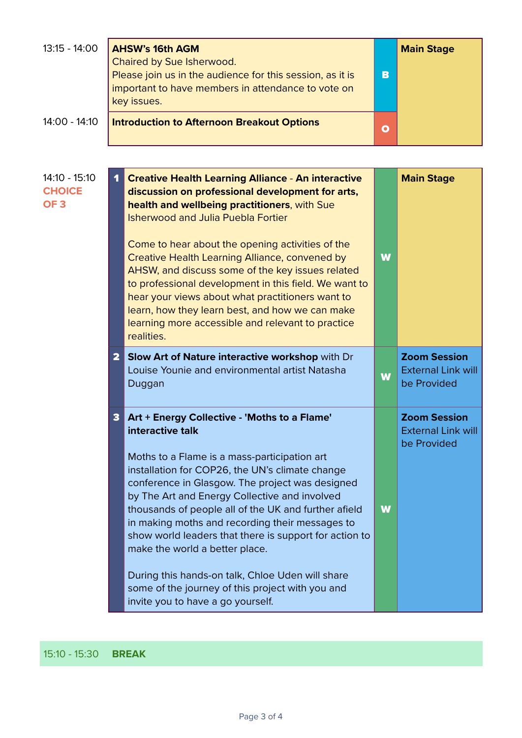| Time | Session | Type | Location |
|---|---|---|---|
| 13:15 - 14:00 | **AHSW's 16th AGM**<br>Chaired by Sue Isherwood.<br>Please join us in the audience for this session, as it is important to have members in attendance to vote on key issues. | B | **Main Stage** |
| 14:00 - 14:10 | **Introduction to Afternoon Breakout Options** | O | |

| Time | # | Session | Type | Location |
|---|---|---|---|---|
| 14:10 - 15:10<br>**CHOICE OF 3** | 1 | **Creative Health Learning Alliance - An interactive discussion on professional development for arts, health and wellbeing practitioners**, with Sue Isherwood and Julia Puebla Fortier<br><br>Come to hear about the opening activities of the Creative Health Learning Alliance, convened by AHSW, and discuss some of the key issues related to professional development in this field. We want to hear your views about what practitioners want to learn, how they learn best, and how we can make learning more accessible and relevant to practice realities. | W | **Main Stage** |
| | 2 | **Slow Art of Nature interactive workshop** with Dr Louise Younie and environmental artist Natasha Duggan | W | **Zoom Session**<br>External Link will be Provided |
| | 3 | **Art + Energy Collective - 'Moths to a Flame' interactive talk**<br><br>Moths to a Flame is a mass-participation art installation for COP26, the UN's climate change conference in Glasgow. The project was designed by The Art and Energy Collective and involved thousands of people all of the UK and further afield in making moths and recording their messages to show world leaders that there is support for action to make the world a better place.<br><br>During this hands-on talk, Chloe Uden will share some of the journey of this project with you and invite you to have a go yourself. | W | **Zoom Session**<br>External Link will be Provided |

15:10 - 15:30 **BREAK**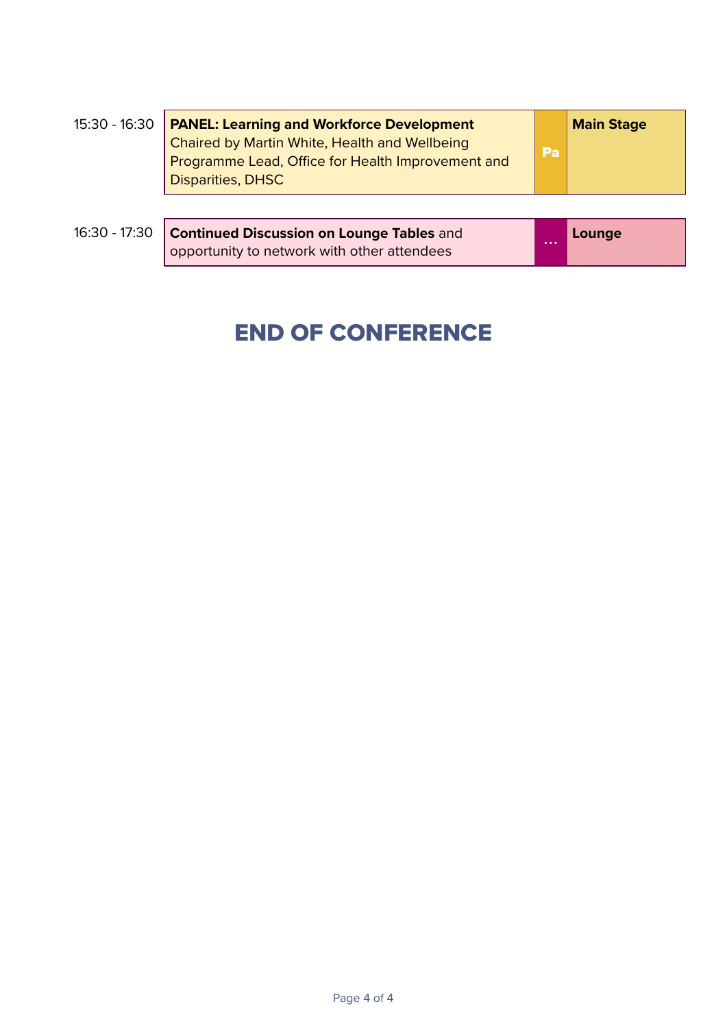| | | | |
|---|---|---|---|
| 15:30 - 16:30 | **PANEL: Learning and Workforce Development** Chaired by Martin White, Health and Wellbeing Programme Lead, Office for Health Improvement and Disparities, DHSC | Pa | **Main Stage** |
| 16:30 - 17:30 | **Continued Discussion on Lounge Tables** and opportunity to network with other attendees | ... | **Lounge** |

# END OF CONFERENCE